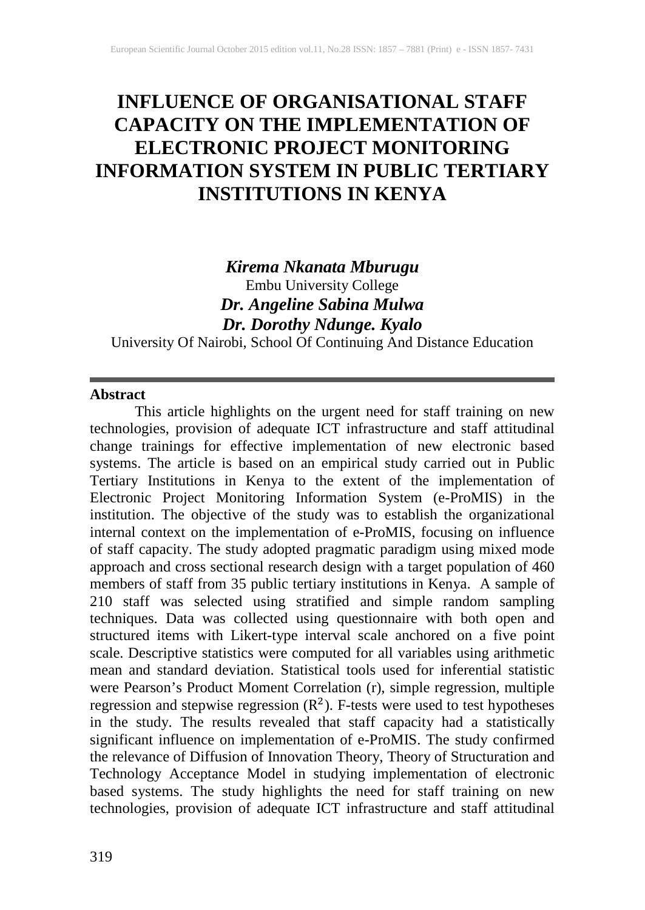# INFLUENCE OF ORGANISATIONAL STAFF CAPACITY ON THE IMPLEMENTATION OF ELECTRONIC PROJECT MONITORING INFORMATION SYSTEM IN PUBLIC TERTIARY INSTITUTIONS IN KENYA

***Kirema Nkanata Mburugu***
Embu University College

***Dr. Angeline Sabina Mulwa***

***Dr. Dorothy Ndunge. Kyalo***
University Of Nairobi, School Of Continuing And Distance Education

---

**Abstract**

This article highlights on the urgent need for staff training on new technologies, provision of adequate ICT infrastructure and staff attitudinal change trainings for effective implementation of new electronic based systems. The article is based on an empirical study carried out in Public Tertiary Institutions in Kenya to the extent of the implementation of Electronic Project Monitoring Information System (e-ProMIS) in the institution. The objective of the study was to establish the organizational internal context on the implementation of e-ProMIS, focusing on influence of staff capacity. The study adopted pragmatic paradigm using mixed mode approach and cross sectional research design with a target population of 460 members of staff from 35 public tertiary institutions in Kenya. A sample of 210 staff was selected using stratified and simple random sampling techniques. Data was collected using questionnaire with both open and structured items with Likert-type interval scale anchored on a five point scale. Descriptive statistics were computed for all variables using arithmetic mean and standard deviation. Statistical tools used for inferential statistic were Pearson's Product Moment Correlation (r), simple regression, multiple regression and stepwise regression ($R^2$). F-tests were used to test hypotheses in the study. The results revealed that staff capacity had a statistically significant influence on implementation of e-ProMIS. The study confirmed the relevance of Diffusion of Innovation Theory, Theory of Structuration and Technology Acceptance Model in studying implementation of electronic based systems. The study highlights the need for staff training on new technologies, provision of adequate ICT infrastructure and staff attitudinal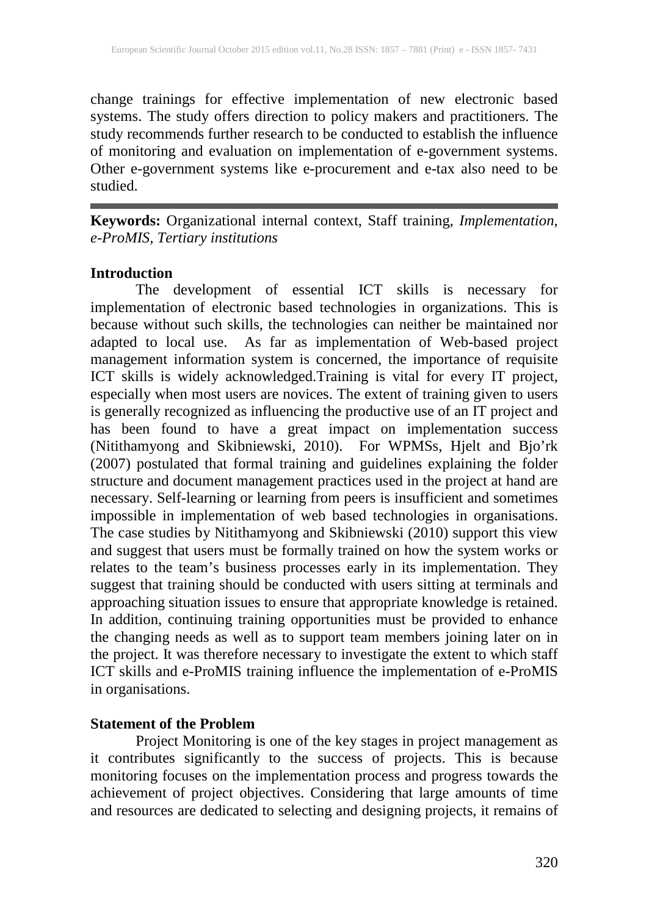change trainings for effective implementation of new electronic based systems. The study offers direction to policy makers and practitioners. The study recommends further research to be conducted to establish the influence of monitoring and evaluation on implementation of e-government systems. Other e-government systems like e-procurement and e-tax also need to be studied.

---

**Keywords:** Organizational internal context, Staff training, *Implementation, e-ProMIS, Tertiary institutions*

## Introduction

The development of essential ICT skills is necessary for implementation of electronic based technologies in organizations. This is because without such skills, the technologies can neither be maintained nor adapted to local use. As far as implementation of Web-based project management information system is concerned, the importance of requisite ICT skills is widely acknowledged.Training is vital for every IT project, especially when most users are novices. The extent of training given to users is generally recognized as influencing the productive use of an IT project and has been found to have a great impact on implementation success (Nitithamyong and Skibniewski, 2010). For WPMSs, Hjelt and Bjo'rk (2007) postulated that formal training and guidelines explaining the folder structure and document management practices used in the project at hand are necessary. Self-learning or learning from peers is insufficient and sometimes impossible in implementation of web based technologies in organisations. The case studies by Nitithamyong and Skibniewski (2010) support this view and suggest that users must be formally trained on how the system works or relates to the team's business processes early in its implementation. They suggest that training should be conducted with users sitting at terminals and approaching situation issues to ensure that appropriate knowledge is retained. In addition, continuing training opportunities must be provided to enhance the changing needs as well as to support team members joining later on in the project. It was therefore necessary to investigate the extent to which staff ICT skills and e-ProMIS training influence the implementation of e-ProMIS in organisations.

## Statement of the Problem

Project Monitoring is one of the key stages in project management as it contributes significantly to the success of projects. This is because monitoring focuses on the implementation process and progress towards the achievement of project objectives. Considering that large amounts of time and resources are dedicated to selecting and designing projects, it remains of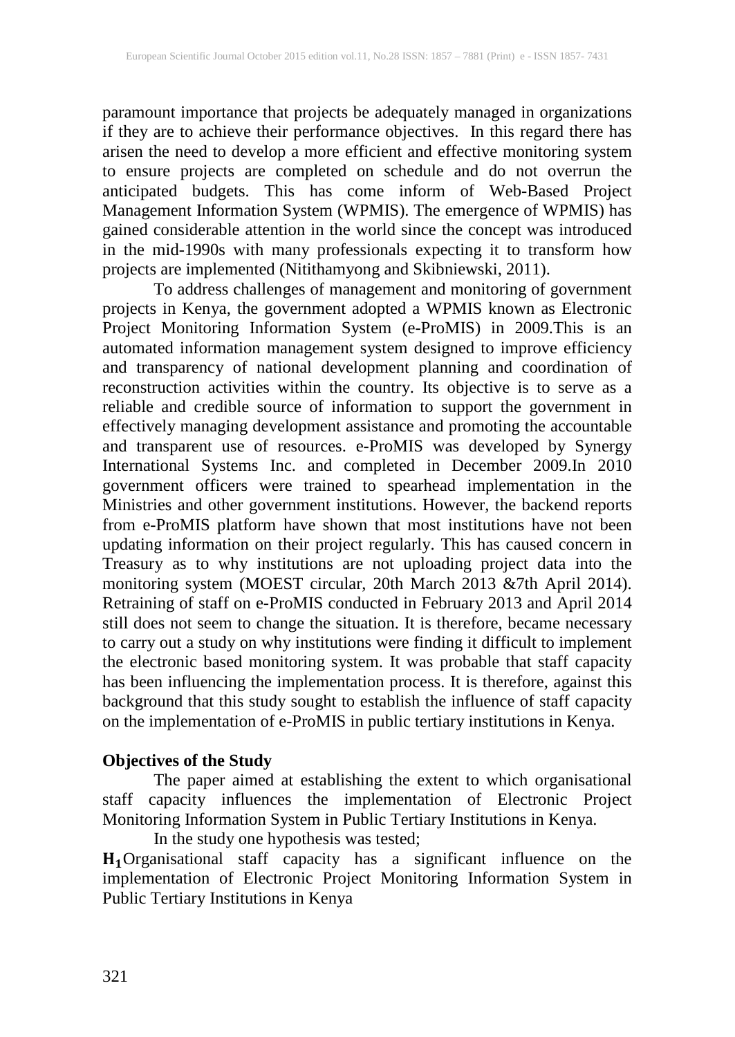paramount importance that projects be adequately managed in organizations if they are to achieve their performance objectives. In this regard there has arisen the need to develop a more efficient and effective monitoring system to ensure projects are completed on schedule and do not overrun the anticipated budgets. This has come inform of Web-Based Project Management Information System (WPMIS). The emergence of WPMIS) has gained considerable attention in the world since the concept was introduced in the mid-1990s with many professionals expecting it to transform how projects are implemented (Nitithamyong and Skibniewski, 2011).

To address challenges of management and monitoring of government projects in Kenya, the government adopted a WPMIS known as Electronic Project Monitoring Information System (e-ProMIS) in 2009.This is an automated information management system designed to improve efficiency and transparency of national development planning and coordination of reconstruction activities within the country. Its objective is to serve as a reliable and credible source of information to support the government in effectively managing development assistance and promoting the accountable and transparent use of resources. e-ProMIS was developed by Synergy International Systems Inc. and completed in December 2009.In 2010 government officers were trained to spearhead implementation in the Ministries and other government institutions. However, the backend reports from e-ProMIS platform have shown that most institutions have not been updating information on their project regularly. This has caused concern in Treasury as to why institutions are not uploading project data into the monitoring system (MOEST circular, 20th March 2013 &7th April 2014). Retraining of staff on e-ProMIS conducted in February 2013 and April 2014 still does not seem to change the situation. It is therefore, became necessary to carry out a study on why institutions were finding it difficult to implement the electronic based monitoring system. It was probable that staff capacity has been influencing the implementation process. It is therefore, against this background that this study sought to establish the influence of staff capacity on the implementation of e-ProMIS in public tertiary institutions in Kenya.

## Objectives of the Study

The paper aimed at establishing the extent to which organisational staff capacity influences the implementation of Electronic Project Monitoring Information System in Public Tertiary Institutions in Kenya.

In the study one hypothesis was tested;

$\mathbf{H_1}$ Organisational staff capacity has a significant influence on the implementation of Electronic Project Monitoring Information System in Public Tertiary Institutions in Kenya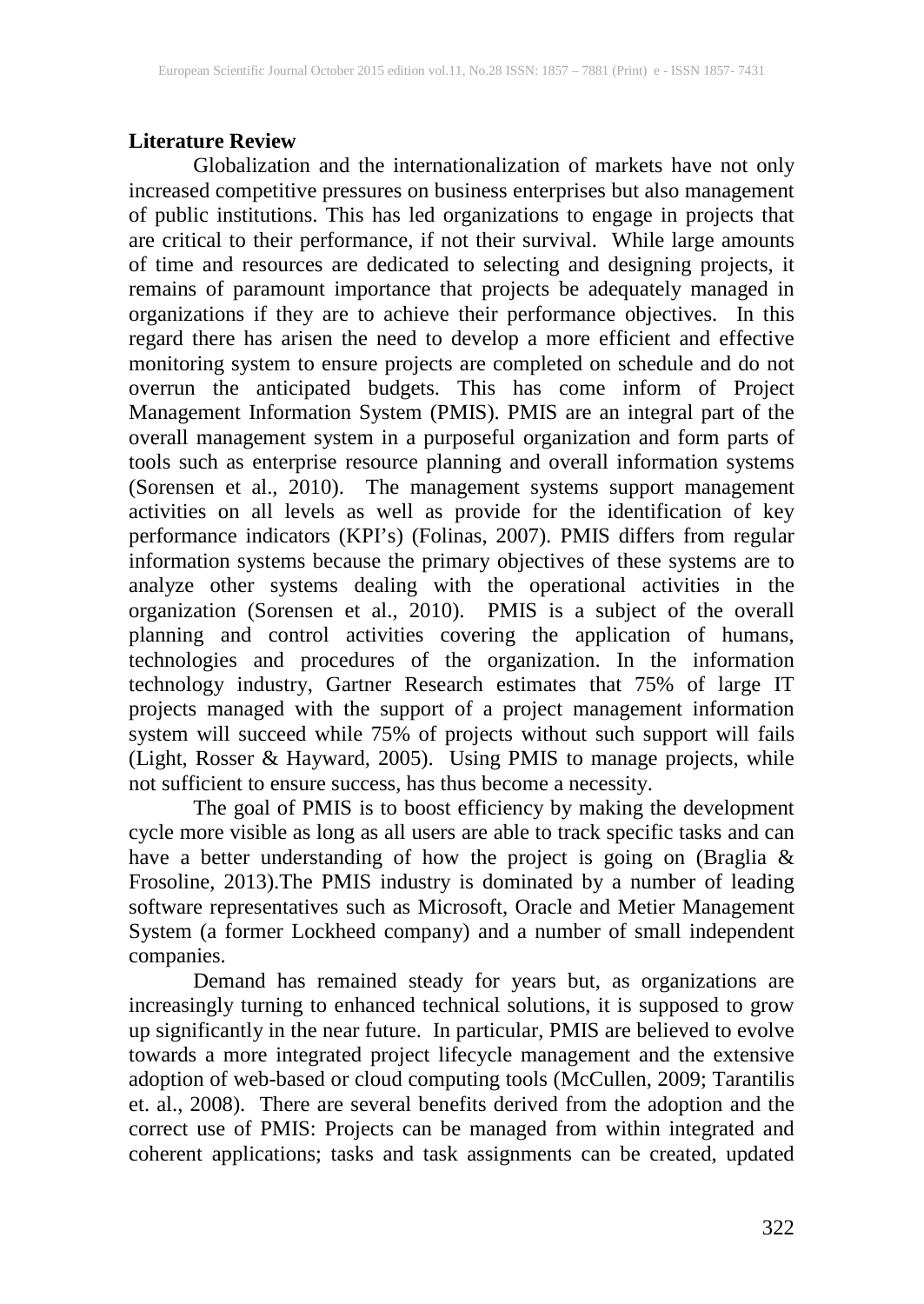**Literature Review**

Globalization and the internationalization of markets have not only increased competitive pressures on business enterprises but also management of public institutions. This has led organizations to engage in projects that are critical to their performance, if not their survival. While large amounts of time and resources are dedicated to selecting and designing projects, it remains of paramount importance that projects be adequately managed in organizations if they are to achieve their performance objectives. In this regard there has arisen the need to develop a more efficient and effective monitoring system to ensure projects are completed on schedule and do not overrun the anticipated budgets. This has come inform of Project Management Information System (PMIS). PMIS are an integral part of the overall management system in a purposeful organization and form parts of tools such as enterprise resource planning and overall information systems (Sorensen et al., 2010). The management systems support management activities on all levels as well as provide for the identification of key performance indicators (KPI's) (Folinas, 2007). PMIS differs from regular information systems because the primary objectives of these systems are to analyze other systems dealing with the operational activities in the organization (Sorensen et al., 2010). PMIS is a subject of the overall planning and control activities covering the application of humans, technologies and procedures of the organization. In the information technology industry, Gartner Research estimates that 75% of large IT projects managed with the support of a project management information system will succeed while 75% of projects without such support will fails (Light, Rosser & Hayward, 2005). Using PMIS to manage projects, while not sufficient to ensure success, has thus become a necessity.

The goal of PMIS is to boost efficiency by making the development cycle more visible as long as all users are able to track specific tasks and can have a better understanding of how the project is going on (Braglia & Frosoline, 2013).The PMIS industry is dominated by a number of leading software representatives such as Microsoft, Oracle and Metier Management System (a former Lockheed company) and a number of small independent companies.

Demand has remained steady for years but, as organizations are increasingly turning to enhanced technical solutions, it is supposed to grow up significantly in the near future. In particular, PMIS are believed to evolve towards a more integrated project lifecycle management and the extensive adoption of web-based or cloud computing tools (McCullen, 2009; Tarantilis et. al., 2008). There are several benefits derived from the adoption and the correct use of PMIS: Projects can be managed from within integrated and coherent applications; tasks and task assignments can be created, updated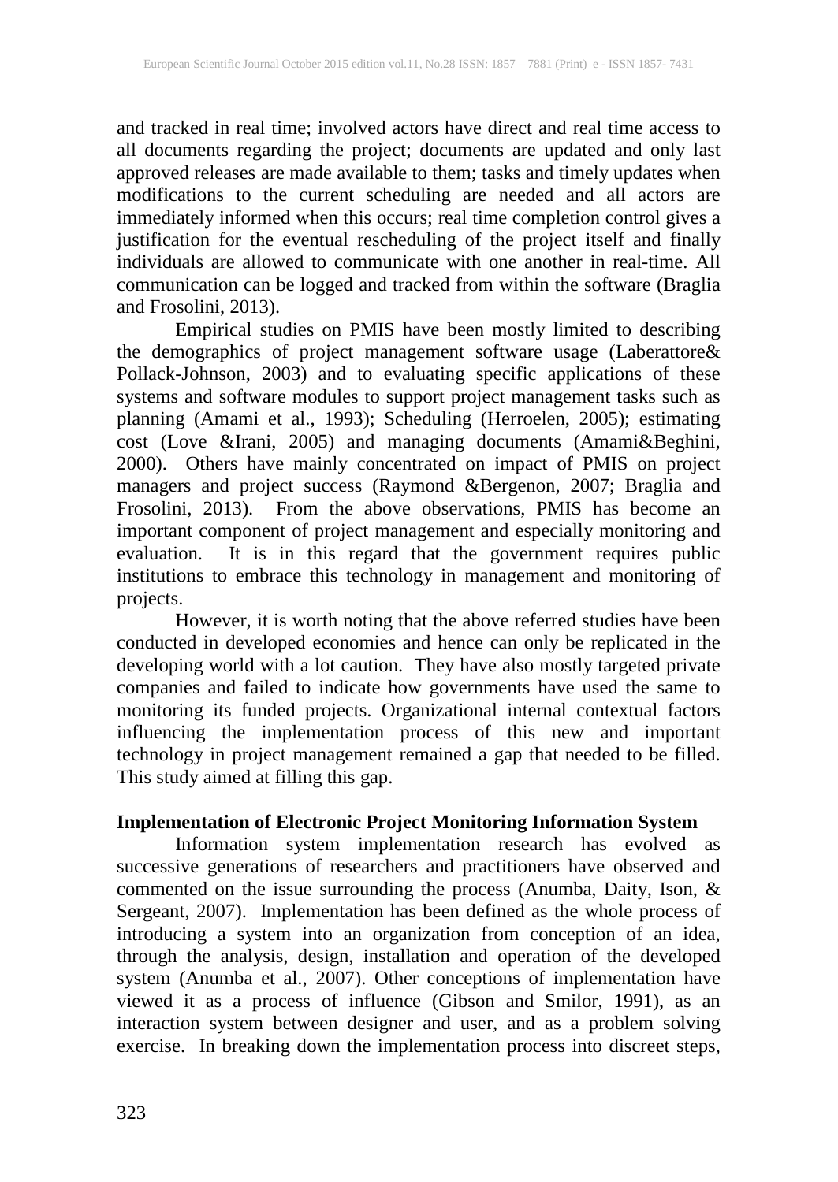and tracked in real time; involved actors have direct and real time access to all documents regarding the project; documents are updated and only last approved releases are made available to them; tasks and timely updates when modifications to the current scheduling are needed and all actors are immediately informed when this occurs; real time completion control gives a justification for the eventual rescheduling of the project itself and finally individuals are allowed to communicate with one another in real-time. All communication can be logged and tracked from within the software (Braglia and Frosolini, 2013).

Empirical studies on PMIS have been mostly limited to describing the demographics of project management software usage (Laberattore& Pollack-Johnson, 2003) and to evaluating specific applications of these systems and software modules to support project management tasks such as planning (Amami et al., 1993); Scheduling (Herroelen, 2005); estimating cost (Love &Irani, 2005) and managing documents (Amami&Beghini, 2000). Others have mainly concentrated on impact of PMIS on project managers and project success (Raymond &Bergenon, 2007; Braglia and Frosolini, 2013). From the above observations, PMIS has become an important component of project management and especially monitoring and evaluation. It is in this regard that the government requires public institutions to embrace this technology in management and monitoring of projects.

However, it is worth noting that the above referred studies have been conducted in developed economies and hence can only be replicated in the developing world with a lot caution. They have also mostly targeted private companies and failed to indicate how governments have used the same to monitoring its funded projects. Organizational internal contextual factors influencing the implementation process of this new and important technology in project management remained a gap that needed to be filled. This study aimed at filling this gap.

**Implementation of Electronic Project Monitoring Information System**

Information system implementation research has evolved as successive generations of researchers and practitioners have observed and commented on the issue surrounding the process (Anumba, Daity, Ison, & Sergeant, 2007). Implementation has been defined as the whole process of introducing a system into an organization from conception of an idea, through the analysis, design, installation and operation of the developed system (Anumba et al., 2007). Other conceptions of implementation have viewed it as a process of influence (Gibson and Smilor, 1991), as an interaction system between designer and user, and as a problem solving exercise. In breaking down the implementation process into discreet steps,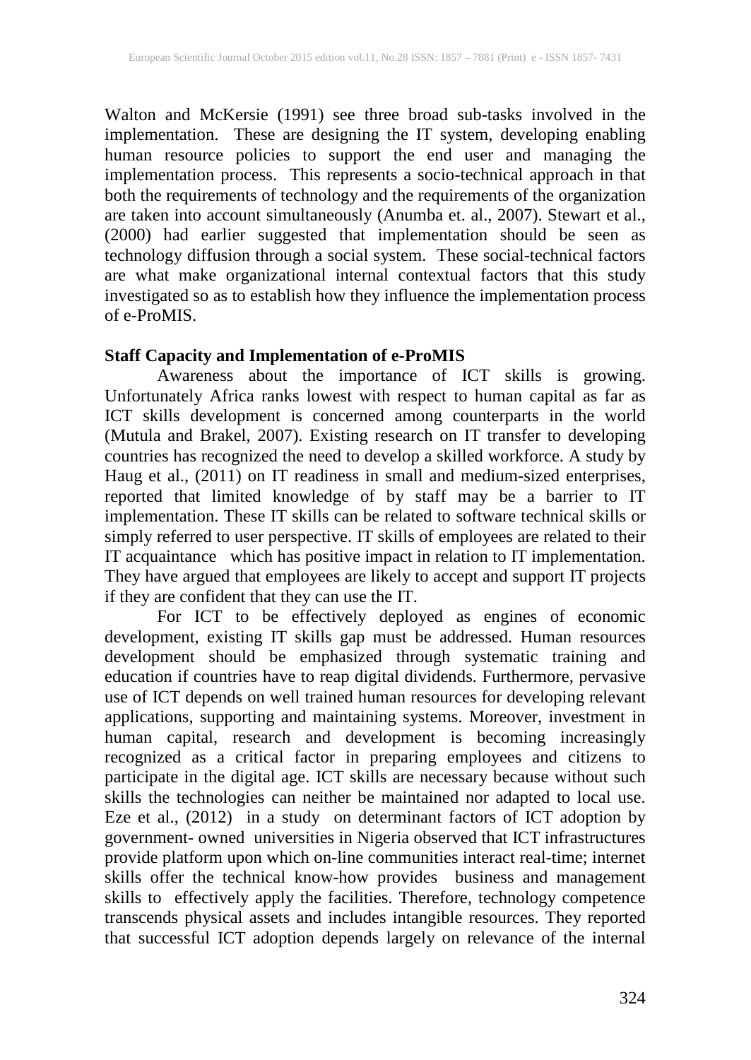Walton and McKersie (1991) see three broad sub-tasks involved in the implementation. These are designing the IT system, developing enabling human resource policies to support the end user and managing the implementation process. This represents a socio-technical approach in that both the requirements of technology and the requirements of the organization are taken into account simultaneously (Anumba et. al., 2007). Stewart et al., (2000) had earlier suggested that implementation should be seen as technology diffusion through a social system. These social-technical factors are what make organizational internal contextual factors that this study investigated so as to establish how they influence the implementation process of e-ProMIS.

**Staff Capacity and Implementation of e-ProMIS**

Awareness about the importance of ICT skills is growing. Unfortunately Africa ranks lowest with respect to human capital as far as ICT skills development is concerned among counterparts in the world (Mutula and Brakel, 2007). Existing research on IT transfer to developing countries has recognized the need to develop a skilled workforce. A study by Haug et al., (2011) on IT readiness in small and medium-sized enterprises, reported that limited knowledge of by staff may be a barrier to IT implementation. These IT skills can be related to software technical skills or simply referred to user perspective. IT skills of employees are related to their IT acquaintance which has positive impact in relation to IT implementation. They have argued that employees are likely to accept and support IT projects if they are confident that they can use the IT.

For ICT to be effectively deployed as engines of economic development, existing IT skills gap must be addressed. Human resources development should be emphasized through systematic training and education if countries have to reap digital dividends. Furthermore, pervasive use of ICT depends on well trained human resources for developing relevant applications, supporting and maintaining systems. Moreover, investment in human capital, research and development is becoming increasingly recognized as a critical factor in preparing employees and citizens to participate in the digital age. ICT skills are necessary because without such skills the technologies can neither be maintained nor adapted to local use. Eze et al., (2012) in a study on determinant factors of ICT adoption by government- owned universities in Nigeria observed that ICT infrastructures provide platform upon which on-line communities interact real-time; internet skills offer the technical know-how provides business and management skills to effectively apply the facilities. Therefore, technology competence transcends physical assets and includes intangible resources. They reported that successful ICT adoption depends largely on relevance of the internal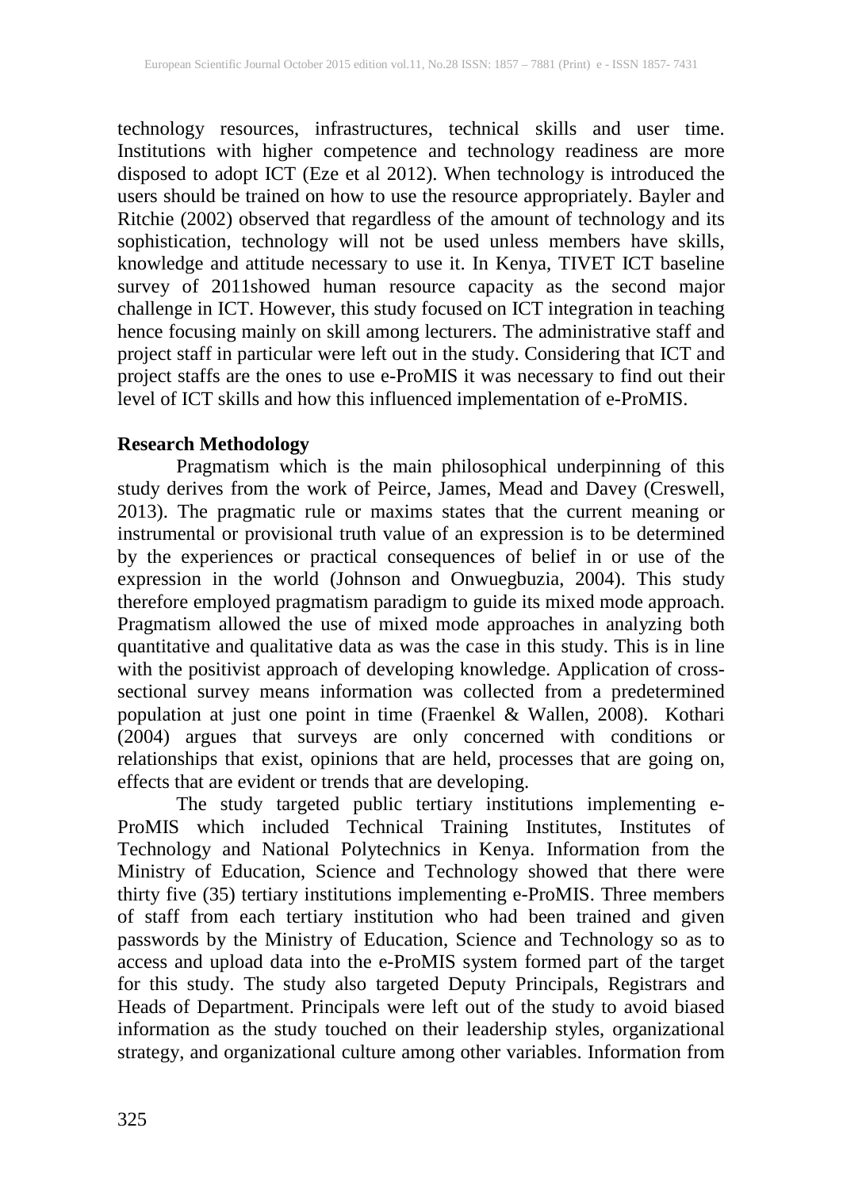technology resources, infrastructures, technical skills and user time. Institutions with higher competence and technology readiness are more disposed to adopt ICT (Eze et al 2012). When technology is introduced the users should be trained on how to use the resource appropriately. Bayler and Ritchie (2002) observed that regardless of the amount of technology and its sophistication, technology will not be used unless members have skills, knowledge and attitude necessary to use it. In Kenya, TIVET ICT baseline survey of 2011showed human resource capacity as the second major challenge in ICT. However, this study focused on ICT integration in teaching hence focusing mainly on skill among lecturers. The administrative staff and project staff in particular were left out in the study. Considering that ICT and project staffs are the ones to use e-ProMIS it was necessary to find out their level of ICT skills and how this influenced implementation of e-ProMIS.

**Research Methodology**

Pragmatism which is the main philosophical underpinning of this study derives from the work of Peirce, James, Mead and Davey (Creswell, 2013). The pragmatic rule or maxims states that the current meaning or instrumental or provisional truth value of an expression is to be determined by the experiences or practical consequences of belief in or use of the expression in the world (Johnson and Onwuegbuzia, 2004). This study therefore employed pragmatism paradigm to guide its mixed mode approach. Pragmatism allowed the use of mixed mode approaches in analyzing both quantitative and qualitative data as was the case in this study. This is in line with the positivist approach of developing knowledge. Application of cross-sectional survey means information was collected from a predetermined population at just one point in time (Fraenkel & Wallen, 2008). Kothari (2004) argues that surveys are only concerned with conditions or relationships that exist, opinions that are held, processes that are going on, effects that are evident or trends that are developing.

The study targeted public tertiary institutions implementing e-ProMIS which included Technical Training Institutes, Institutes of Technology and National Polytechnics in Kenya. Information from the Ministry of Education, Science and Technology showed that there were thirty five (35) tertiary institutions implementing e-ProMIS. Three members of staff from each tertiary institution who had been trained and given passwords by the Ministry of Education, Science and Technology so as to access and upload data into the e-ProMIS system formed part of the target for this study. The study also targeted Deputy Principals, Registrars and Heads of Department. Principals were left out of the study to avoid biased information as the study touched on their leadership styles, organizational strategy, and organizational culture among other variables. Information from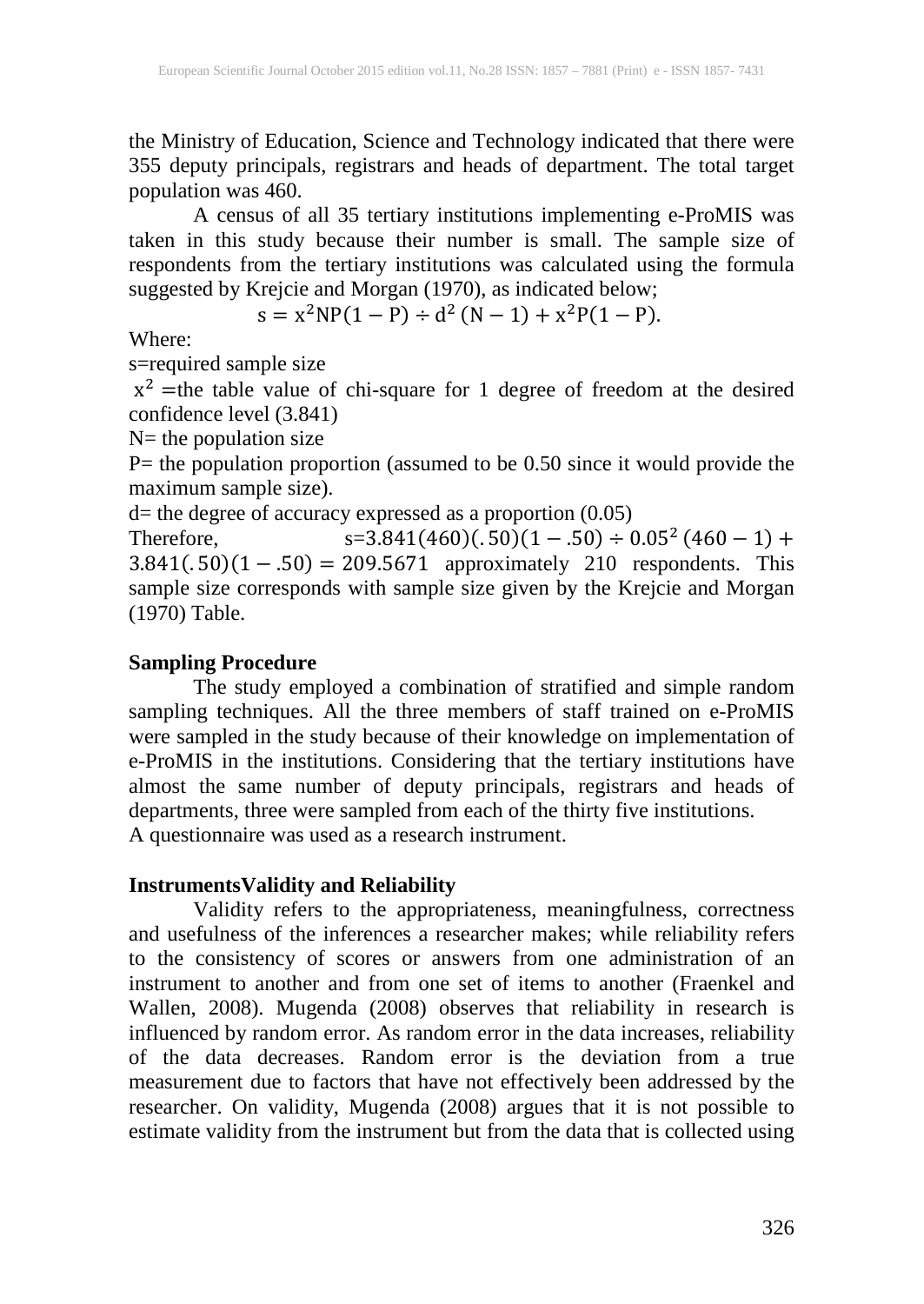the Ministry of Education, Science and Technology indicated that there were 355 deputy principals, registrars and heads of department. The total target population was 460.

A census of all 35 tertiary institutions implementing e-ProMIS was taken in this study because their number is small. The sample size of respondents from the tertiary institutions was calculated using the formula suggested by Krejcie and Morgan (1970), as indicated below;

$$s = x^2NP(1 - P) \div d^2 (N - 1) + x^2P(1 - P).$$

Where:

s=required sample size

$x^2$ =the table value of chi-square for 1 degree of freedom at the desired confidence level (3.841)

N= the population size

P= the population proportion (assumed to be 0.50 since it would provide the maximum sample size).

d= the degree of accuracy expressed as a proportion (0.05)

Therefore, $s=3.841(460)(.50)(1 - .50) \div 0.05^2 (460 - 1) + 3.841(.50)(1 - .50) = 209.5671$ approximately 210 respondents. This sample size corresponds with sample size given by the Krejcie and Morgan (1970) Table.

**Sampling Procedure**

The study employed a combination of stratified and simple random sampling techniques. All the three members of staff trained on e-ProMIS were sampled in the study because of their knowledge on implementation of e-ProMIS in the institutions. Considering that the tertiary institutions have almost the same number of deputy principals, registrars and heads of departments, three were sampled from each of the thirty five institutions.

A questionnaire was used as a research instrument.

**InstrumentsValidity and Reliability**

Validity refers to the appropriateness, meaningfulness, correctness and usefulness of the inferences a researcher makes; while reliability refers to the consistency of scores or answers from one administration of an instrument to another and from one set of items to another (Fraenkel and Wallen, 2008). Mugenda (2008) observes that reliability in research is influenced by random error. As random error in the data increases, reliability of the data decreases. Random error is the deviation from a true measurement due to factors that have not effectively been addressed by the researcher. On validity, Mugenda (2008) argues that it is not possible to estimate validity from the instrument but from the data that is collected using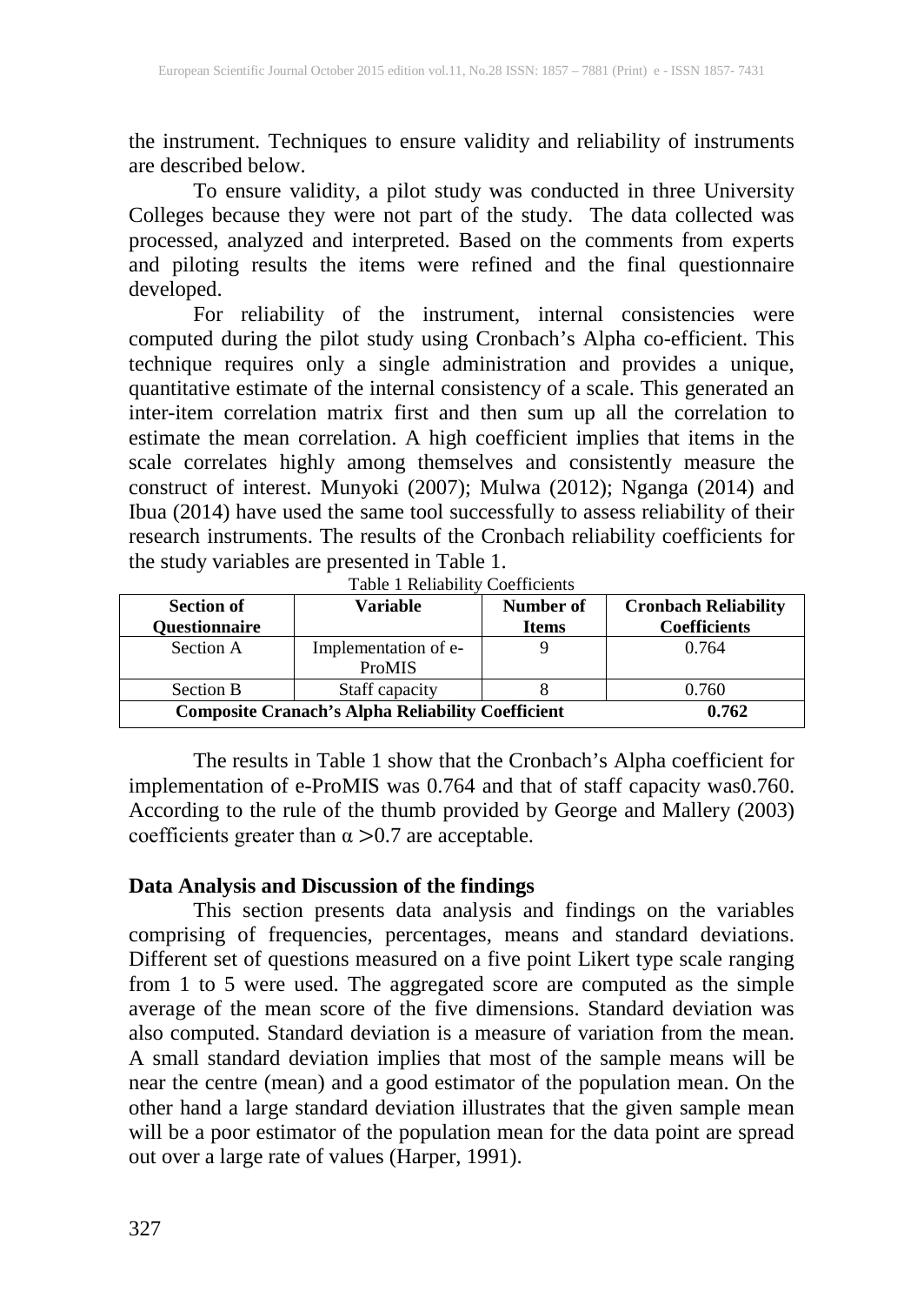the instrument. Techniques to ensure validity and reliability of instruments are described below.

To ensure validity, a pilot study was conducted in three University Colleges because they were not part of the study. The data collected was processed, analyzed and interpreted. Based on the comments from experts and piloting results the items were refined and the final questionnaire developed.

For reliability of the instrument, internal consistencies were computed during the pilot study using Cronbach's Alpha co-efficient. This technique requires only a single administration and provides a unique, quantitative estimate of the internal consistency of a scale. This generated an inter-item correlation matrix first and then sum up all the correlation to estimate the mean correlation. A high coefficient implies that items in the scale correlates highly among themselves and consistently measure the construct of interest. Munyoki (2007); Mulwa (2012); Nganga (2014) and Ibua (2014) have used the same tool successfully to assess reliability of their research instruments. The results of the Cronbach reliability coefficients for the study variables are presented in Table 1.

Table 1 Reliability Coefficients

| Section of Questionnaire | Variable | Number of Items | Cronbach Reliability Coefficients |
|---|---|---|---|
| Section A | Implementation of e-ProMIS | 9 | 0.764 |
| Section B | Staff capacity | 8 | 0.760 |
| **Composite Cranach's Alpha Reliability Coefficient** | | | **0.762** |

The results in Table 1 show that the Cronbach's Alpha coefficient for implementation of e-ProMIS was 0.764 and that of staff capacity was0.760. According to the rule of the thumb provided by George and Mallery (2003) coefficients greater than $\alpha > 0.7$ are acceptable.

**Data Analysis and Discussion of the findings**

This section presents data analysis and findings on the variables comprising of frequencies, percentages, means and standard deviations. Different set of questions measured on a five point Likert type scale ranging from 1 to 5 were used. The aggregated score are computed as the simple average of the mean score of the five dimensions. Standard deviation was also computed. Standard deviation is a measure of variation from the mean. A small standard deviation implies that most of the sample means will be near the centre (mean) and a good estimator of the population mean. On the other hand a large standard deviation illustrates that the given sample mean will be a poor estimator of the population mean for the data point are spread out over a large rate of values (Harper, 1991).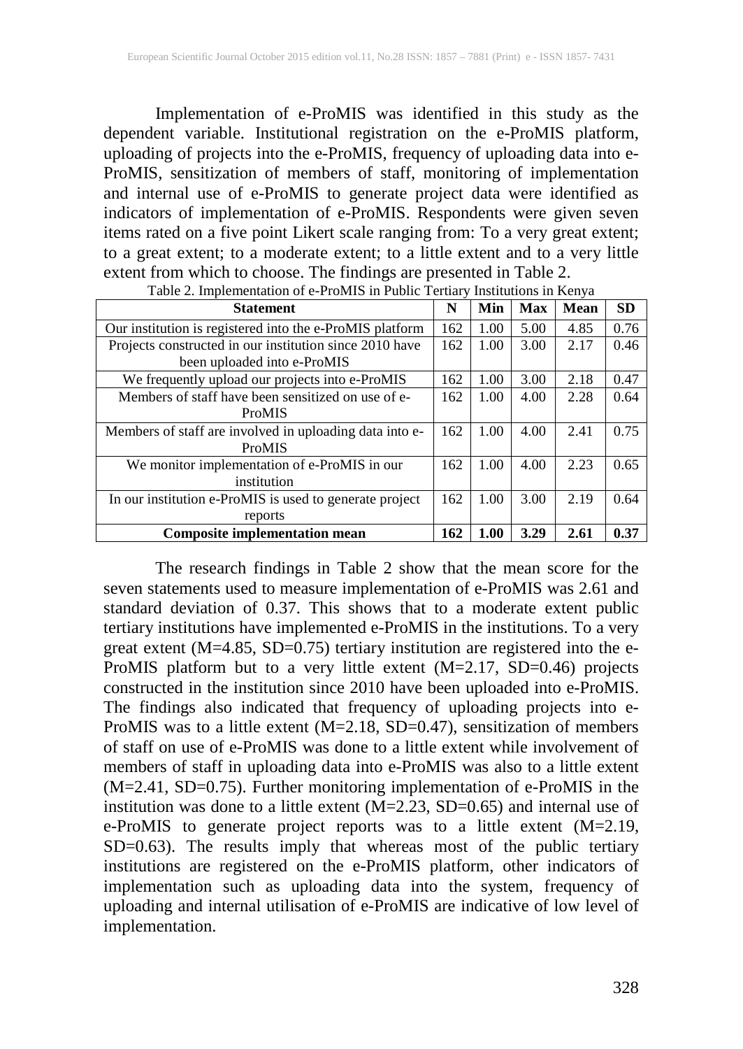Implementation of e-ProMIS was identified in this study as the dependent variable. Institutional registration on the e-ProMIS platform, uploading of projects into the e-ProMIS, frequency of uploading data into e-ProMIS, sensitization of members of staff, monitoring of implementation and internal use of e-ProMIS to generate project data were identified as indicators of implementation of e-ProMIS. Respondents were given seven items rated on a five point Likert scale ranging from: To a very great extent; to a great extent; to a moderate extent; to a little extent and to a very little extent from which to choose. The findings are presented in Table 2.

Table 2. Implementation of e-ProMIS in Public Tertiary Institutions in Kenya

| Statement | N | Min | Max | Mean | SD |
|---|---|---|---|---|---|
| Our institution is registered into the e-ProMIS platform | 162 | 1.00 | 5.00 | 4.85 | 0.76 |
| Projects constructed in our institution since 2010 have been uploaded into e-ProMIS | 162 | 1.00 | 3.00 | 2.17 | 0.46 |
| We frequently upload our projects into e-ProMIS | 162 | 1.00 | 3.00 | 2.18 | 0.47 |
| Members of staff have been sensitized on use of e-ProMIS | 162 | 1.00 | 4.00 | 2.28 | 0.64 |
| Members of staff are involved in uploading data into e-ProMIS | 162 | 1.00 | 4.00 | 2.41 | 0.75 |
| We monitor implementation of e-ProMIS in our institution | 162 | 1.00 | 4.00 | 2.23 | 0.65 |
| In our institution e-ProMIS is used to generate project reports | 162 | 1.00 | 3.00 | 2.19 | 0.64 |
| **Composite implementation mean** | **162** | **1.00** | **3.29** | **2.61** | **0.37** |

The research findings in Table 2 show that the mean score for the seven statements used to measure implementation of e-ProMIS was 2.61 and standard deviation of 0.37. This shows that to a moderate extent public tertiary institutions have implemented e-ProMIS in the institutions. To a very great extent (M=4.85, SD=0.75) tertiary institution are registered into the e-ProMIS platform but to a very little extent (M=2.17, SD=0.46) projects constructed in the institution since 2010 have been uploaded into e-ProMIS. The findings also indicated that frequency of uploading projects into e-ProMIS was to a little extent (M=2.18, SD=0.47), sensitization of members of staff on use of e-ProMIS was done to a little extent while involvement of members of staff in uploading data into e-ProMIS was also to a little extent (M=2.41, SD=0.75). Further monitoring implementation of e-ProMIS in the institution was done to a little extent (M=2.23, SD=0.65) and internal use of e-ProMIS to generate project reports was to a little extent (M=2.19, SD=0.63). The results imply that whereas most of the public tertiary institutions are registered on the e-ProMIS platform, other indicators of implementation such as uploading data into the system, frequency of uploading and internal utilisation of e-ProMIS are indicative of low level of implementation.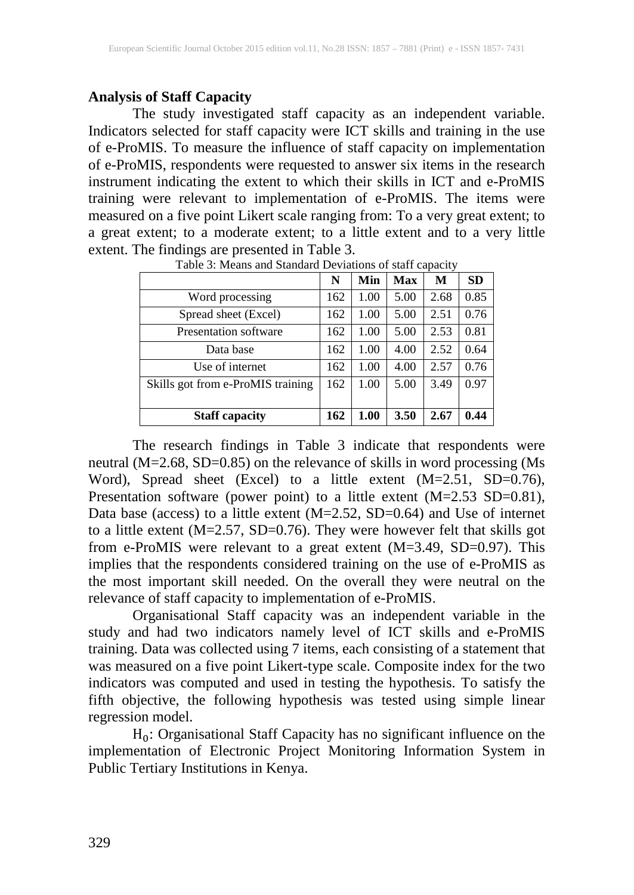**Analysis of Staff Capacity**

The study investigated staff capacity as an independent variable. Indicators selected for staff capacity were ICT skills and training in the use of e-ProMIS. To measure the influence of staff capacity on implementation of e-ProMIS, respondents were requested to answer six items in the research instrument indicating the extent to which their skills in ICT and e-ProMIS training were relevant to implementation of e-ProMIS. The items were measured on a five point Likert scale ranging from: To a very great extent; to a great extent; to a moderate extent; to a little extent and to a very little extent. The findings are presented in Table 3.

Table 3: Means and Standard Deviations of staff capacity

| | N | Min | Max | M | SD |
|---|---|---|---|---|---|
| Word processing | 162 | 1.00 | 5.00 | 2.68 | 0.85 |
| Spread sheet (Excel) | 162 | 1.00 | 5.00 | 2.51 | 0.76 |
| Presentation software | 162 | 1.00 | 5.00 | 2.53 | 0.81 |
| Data base | 162 | 1.00 | 4.00 | 2.52 | 0.64 |
| Use of internet | 162 | 1.00 | 4.00 | 2.57 | 0.76 |
| Skills got from e-ProMIS training | 162 | 1.00 | 5.00 | 3.49 | 0.97 |
| **Staff capacity** | **162** | **1.00** | **3.50** | **2.67** | **0.44** |

The research findings in Table 3 indicate that respondents were neutral (M=2.68, SD=0.85) on the relevance of skills in word processing (Ms Word), Spread sheet (Excel) to a little extent (M=2.51, SD=0.76), Presentation software (power point) to a little extent (M=2.53 SD=0.81), Data base (access) to a little extent (M=2.52, SD=0.64) and Use of internet to a little extent (M=2.57, SD=0.76). They were however felt that skills got from e-ProMIS were relevant to a great extent (M=3.49, SD=0.97). This implies that the respondents considered training on the use of e-ProMIS as the most important skill needed. On the overall they were neutral on the relevance of staff capacity to implementation of e-ProMIS.

Organisational Staff capacity was an independent variable in the study and had two indicators namely level of ICT skills and e-ProMIS training. Data was collected using 7 items, each consisting of a statement that was measured on a five point Likert-type scale. Composite index for the two indicators was computed and used in testing the hypothesis. To satisfy the fifth objective, the following hypothesis was tested using simple linear regression model.

$H_0$: Organisational Staff Capacity has no significant influence on the implementation of Electronic Project Monitoring Information System in Public Tertiary Institutions in Kenya.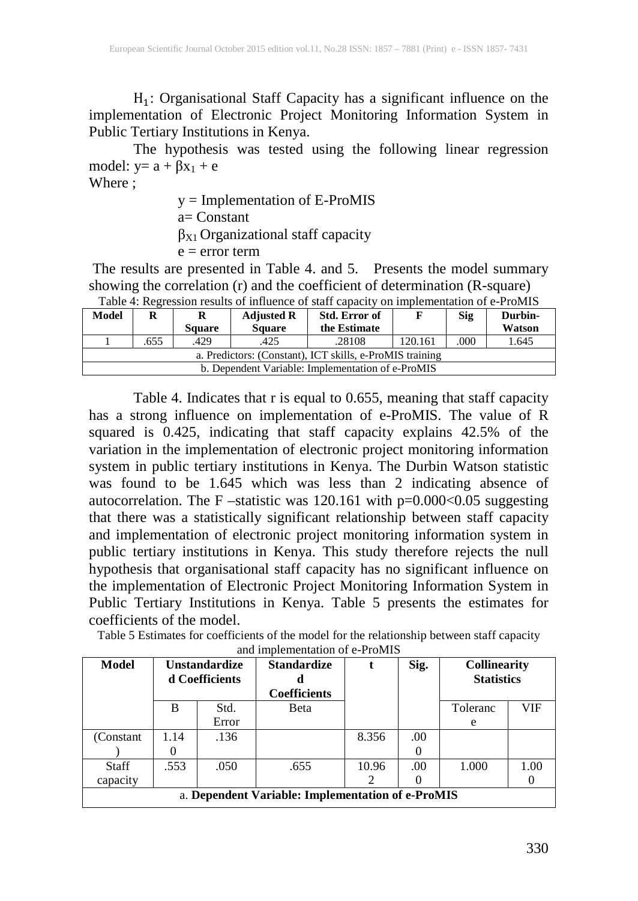$H_1$: Organisational Staff Capacity has a significant influence on the implementation of Electronic Project Monitoring Information System in Public Tertiary Institutions in Kenya.

The hypothesis was tested using the following linear regression model: $y = a + \beta x_1 + e$

Where ;

y = Implementation of E-ProMIS

a= Constant

$\beta_{X1}$ Organizational staff capacity

e = error term

The results are presented in Table 4. and 5. Presents the model summary showing the correlation (r) and the coefficient of determination (R-square)

Table 4: Regression results of influence of staff capacity on implementation of e-ProMIS

| Model | R | R Square | Adjusted R Square | Std. Error of the Estimate | F | Sig | Durbin-Watson |
|---|---|---|---|---|---|---|---|
| 1 | .655 | .429 | .425 | .28108 | 120.161 | .000 | 1.645 |
| a. Predictors: (Constant), ICT skills, e-ProMIS training | | | | | | | |
| b. Dependent Variable: Implementation of e-ProMIS | | | | | | | |

Table 4. Indicates that r is equal to 0.655, meaning that staff capacity has a strong influence on implementation of e-ProMIS. The value of R squared is 0.425, indicating that staff capacity explains 42.5% of the variation in the implementation of electronic project monitoring information system in public tertiary institutions in Kenya. The Durbin Watson statistic was found to be 1.645 which was less than 2 indicating absence of autocorrelation. The F –statistic was 120.161 with $p=0.000<0.05$ suggesting that there was a statistically significant relationship between staff capacity and implementation of electronic project monitoring information system in public tertiary institutions in Kenya. This study therefore rejects the null hypothesis that organisational staff capacity has no significant influence on the implementation of Electronic Project Monitoring Information System in Public Tertiary Institutions in Kenya. Table 5 presents the estimates for coefficients of the model.

Table 5 Estimates for coefficients of the model for the relationship between staff capacity and implementation of e-ProMIS

| Model | Unstandardized Coefficients | | Standardized Coefficients | t | Sig. | Collinearity Statistics | |
|---|---|---|---|---|---|---|---|
| | B | Std. Error | Beta | | | Tolerance | VIF |
| (Constant) | 1.140 | .136 | | 8.356 | .000 | | |
| Staff capacity | .553 | .050 | .655 | 10.962 | .000 | 1.000 | 1.000 |
| a. **Dependent Variable: Implementation of e-ProMIS** | | | | | | | |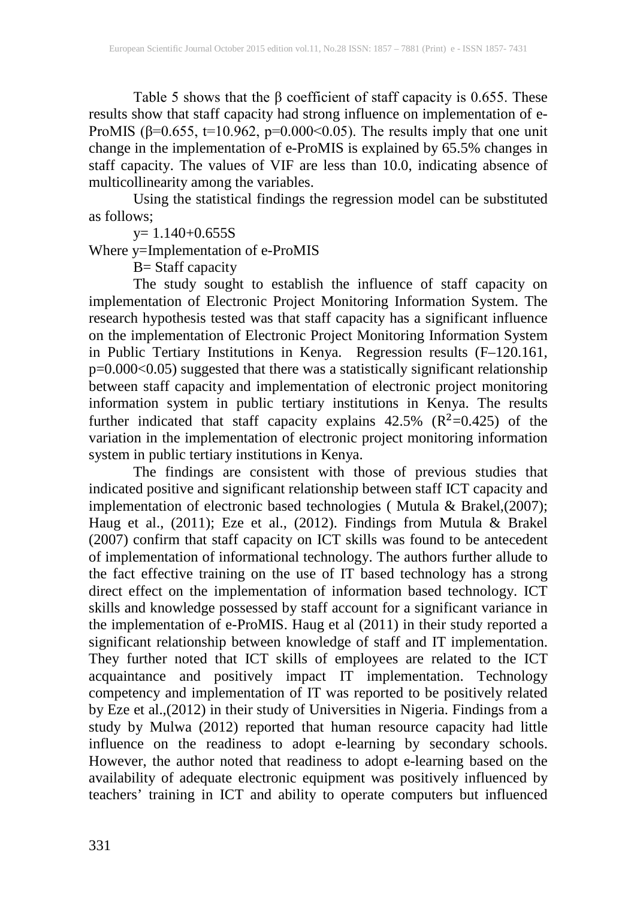Table 5 shows that the β coefficient of staff capacity is 0.655. These results show that staff capacity had strong influence on implementation of e-ProMIS (β=0.655, t=10.962, p=0.000<0.05). The results imply that one unit change in the implementation of e-ProMIS is explained by 65.5% changes in staff capacity. The values of VIF are less than 10.0, indicating absence of multicollinearity among the variables.

Using the statistical findings the regression model can be substituted as follows;

y= 1.140+0.655S

Where y=Implementation of e-ProMIS

B= Staff capacity

The study sought to establish the influence of staff capacity on implementation of Electronic Project Monitoring Information System. The research hypothesis tested was that staff capacity has a significant influence on the implementation of Electronic Project Monitoring Information System in Public Tertiary Institutions in Kenya. Regression results (F–120.161, p=0.000<0.05) suggested that there was a statistically significant relationship between staff capacity and implementation of electronic project monitoring information system in public tertiary institutions in Kenya. The results further indicated that staff capacity explains 42.5% ($R^2$=0.425) of the variation in the implementation of electronic project monitoring information system in public tertiary institutions in Kenya.

The findings are consistent with those of previous studies that indicated positive and significant relationship between staff ICT capacity and implementation of electronic based technologies ( Mutula & Brakel,(2007); Haug et al., (2011); Eze et al., (2012). Findings from Mutula & Brakel (2007) confirm that staff capacity on ICT skills was found to be antecedent of implementation of informational technology. The authors further allude to the fact effective training on the use of IT based technology has a strong direct effect on the implementation of information based technology. ICT skills and knowledge possessed by staff account for a significant variance in the implementation of e-ProMIS. Haug et al (2011) in their study reported a significant relationship between knowledge of staff and IT implementation. They further noted that ICT skills of employees are related to the ICT acquaintance and positively impact IT implementation. Technology competency and implementation of IT was reported to be positively related by Eze et al.,(2012) in their study of Universities in Nigeria. Findings from a study by Mulwa (2012) reported that human resource capacity had little influence on the readiness to adopt e-learning by secondary schools. However, the author noted that readiness to adopt e-learning based on the availability of adequate electronic equipment was positively influenced by teachers' training in ICT and ability to operate computers but influenced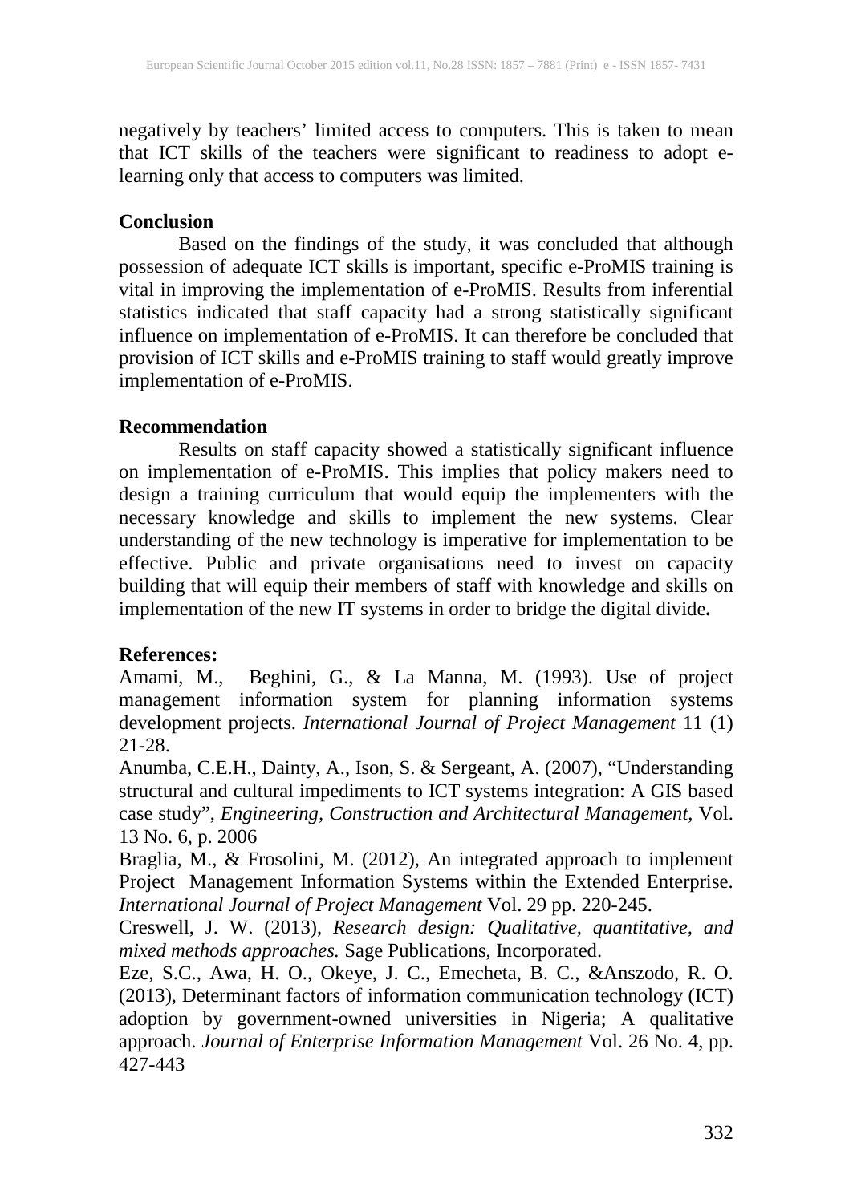negatively by teachers' limited access to computers. This is taken to mean that ICT skills of the teachers were significant to readiness to adopt e-learning only that access to computers was limited.

## Conclusion

Based on the findings of the study, it was concluded that although possession of adequate ICT skills is important, specific e-ProMIS training is vital in improving the implementation of e-ProMIS. Results from inferential statistics indicated that staff capacity had a strong statistically significant influence on implementation of e-ProMIS. It can therefore be concluded that provision of ICT skills and e-ProMIS training to staff would greatly improve implementation of e-ProMIS.

## Recommendation

Results on staff capacity showed a statistically significant influence on implementation of e-ProMIS. This implies that policy makers need to design a training curriculum that would equip the implementers with the necessary knowledge and skills to implement the new systems. Clear understanding of the new technology is imperative for implementation to be effective. Public and private organisations need to invest on capacity building that will equip their members of staff with knowledge and skills on implementation of the new IT systems in order to bridge the digital divide**.**

## References:

Amami, M., Beghini, G., & La Manna, M. (1993). Use of project management information system for planning information systems development projects. *International Journal of Project Management* 11 (1) 21-28.

Anumba, C.E.H., Dainty, A., Ison, S. & Sergeant, A. (2007), "Understanding structural and cultural impediments to ICT systems integration: A GIS based case study", *Engineering, Construction and Architectural Management,* Vol. 13 No. 6, p. 2006

Braglia, M., & Frosolini, M. (2012), An integrated approach to implement Project Management Information Systems within the Extended Enterprise. *International Journal of Project Management* Vol. 29 pp. 220-245.

Creswell, J. W. (2013), *Research design: Qualitative, quantitative, and mixed methods approaches.* Sage Publications, Incorporated.

Eze, S.C., Awa, H. O., Okeye, J. C., Emecheta, B. C., &Anszodo, R. O. (2013), Determinant factors of information communication technology (ICT) adoption by government-owned universities in Nigeria; A qualitative approach. *Journal of Enterprise Information Management* Vol. 26 No. 4, pp. 427-443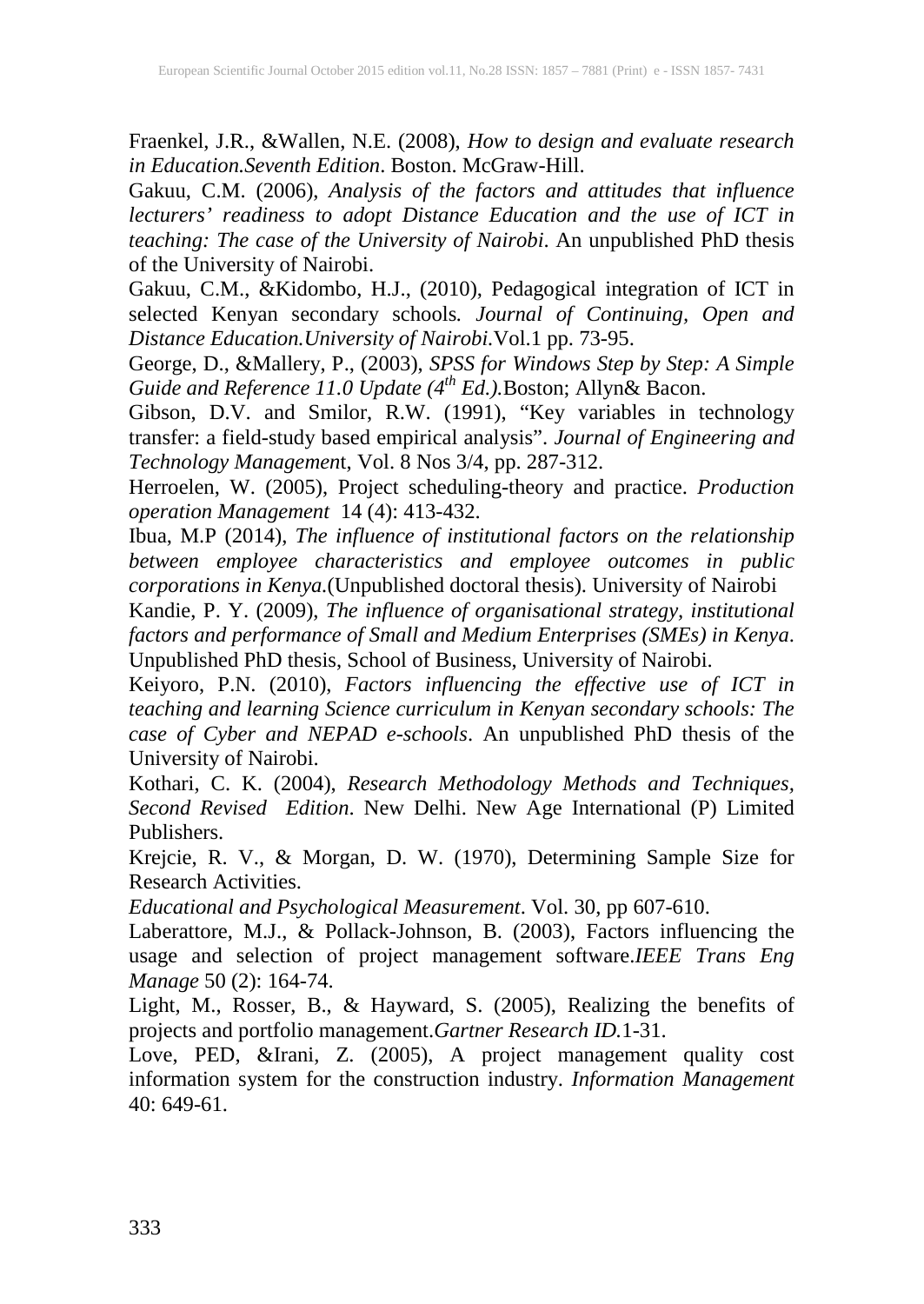Fraenkel, J.R., &Wallen, N.E. (2008), *How to design and evaluate research in Education.Seventh Edition*. Boston. McGraw-Hill.

Gakuu, C.M. (2006), *Analysis of the factors and attitudes that influence lecturers' readiness to adopt Distance Education and the use of ICT in teaching: The case of the University of Nairobi*. An unpublished PhD thesis of the University of Nairobi.

Gakuu, C.M., &Kidombo, H.J., (2010), Pedagogical integration of ICT in selected Kenyan secondary schools*. Journal of Continuing, Open and Distance Education.University of Nairobi.*Vol.1 pp. 73-95.

George, D., &Mallery, P., (2003), *SPSS for Windows Step by Step: A Simple Guide and Reference 11.0 Update (4th Ed.).*Boston; Allyn& Bacon.

Gibson, D.V. and Smilor, R.W. (1991), "Key variables in technology transfer: a field-study based empirical analysis". *Journal of Engineering and Technology Managemen*t, Vol. 8 Nos 3/4, pp. 287-312.

Herroelen, W. (2005), Project scheduling-theory and practice. *Production operation Management* 14 (4): 413-432.

Ibua, M.P (2014), *The influence of institutional factors on the relationship between employee characteristics and employee outcomes in public corporations in Kenya.*(Unpublished doctoral thesis). University of Nairobi

Kandie, P. Y. (2009), *The influence of organisational strategy, institutional factors and performance of Small and Medium Enterprises (SMEs) in Kenya*. Unpublished PhD thesis, School of Business, University of Nairobi.

Keiyoro, P.N. (2010), *Factors influencing the effective use of ICT in teaching and learning Science curriculum in Kenyan secondary schools: The case of Cyber and NEPAD e-schools*. An unpublished PhD thesis of the University of Nairobi.

Kothari, C. K. (2004), *Research Methodology Methods and Techniques, Second Revised Edition*. New Delhi. New Age International (P) Limited Publishers.

Krejcie, R. V., & Morgan, D. W. (1970), Determining Sample Size for Research Activities.
*Educational and Psychological Measurement*. Vol. 30, pp 607-610.

Laberattore, M.J., & Pollack-Johnson, B. (2003), Factors influencing the usage and selection of project management software.*IEEE Trans Eng Manage* 50 (2): 164-74.

Light, M., Rosser, B., & Hayward, S. (2005), Realizing the benefits of projects and portfolio management.*Gartner Research ID.*1-31.

Love, PED, &Irani, Z. (2005), A project management quality cost information system for the construction industry. *Information Management* 40: 649-61.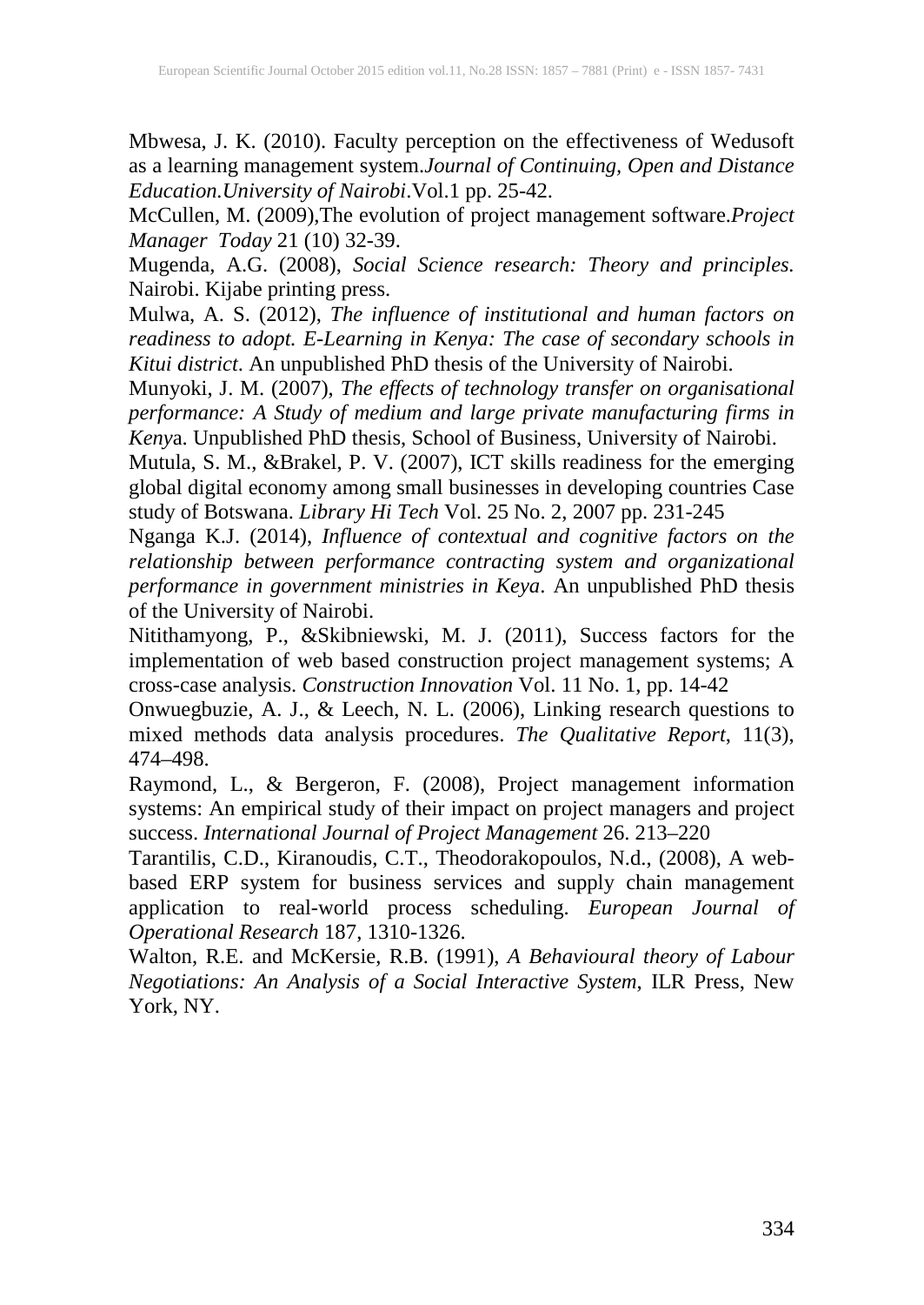Mbwesa, J. K. (2010). Faculty perception on the effectiveness of Wedusoft as a learning management system.*Journal of Continuing, Open and Distance Education.University of Nairobi*.Vol.1 pp. 25-42.

McCullen, M. (2009),The evolution of project management software.*Project Manager Today* 21 (10) 32-39.

Mugenda, A.G. (2008), *Social Science research: Theory and principles.* Nairobi. Kijabe printing press.

Mulwa, A. S. (2012), *The influence of institutional and human factors on readiness to adopt. E-Learning in Kenya: The case of secondary schools in Kitui district*. An unpublished PhD thesis of the University of Nairobi.

Munyoki, J. M. (2007), *The effects of technology transfer on organisational performance: A Study of medium and large private manufacturing firms in Keny*a. Unpublished PhD thesis, School of Business, University of Nairobi.

Mutula, S. M., &Brakel, P. V. (2007), ICT skills readiness for the emerging global digital economy among small businesses in developing countries Case study of Botswana. *Library Hi Tech* Vol. 25 No. 2, 2007 pp. 231-245

Nganga K.J. (2014), *Influence of contextual and cognitive factors on the relationship between performance contracting system and organizational performance in government ministries in Keya*. An unpublished PhD thesis of the University of Nairobi.

Nitithamyong, P., &Skibniewski, M. J. (2011), Success factors for the implementation of web based construction project management systems; A cross-case analysis. *Construction Innovation* Vol. 11 No. 1, pp. 14-42

Onwuegbuzie, A. J., & Leech, N. L. (2006), Linking research questions to mixed methods data analysis procedures. *The Qualitative Report*, 11(3), 474–498.

Raymond, L., & Bergeron, F. (2008), Project management information systems: An empirical study of their impact on project managers and project success. *International Journal of Project Management* 26. 213–220

Tarantilis, C.D., Kiranoudis, C.T., Theodorakopoulos, N.d., (2008), A web-based ERP system for business services and supply chain management application to real-world process scheduling. *European Journal of Operational Research* 187, 1310-1326.

Walton, R.E. and McKersie, R.B. (1991), *A Behavioural theory of Labour Negotiations: An Analysis of a Social Interactive System,* ILR Press, New York, NY.